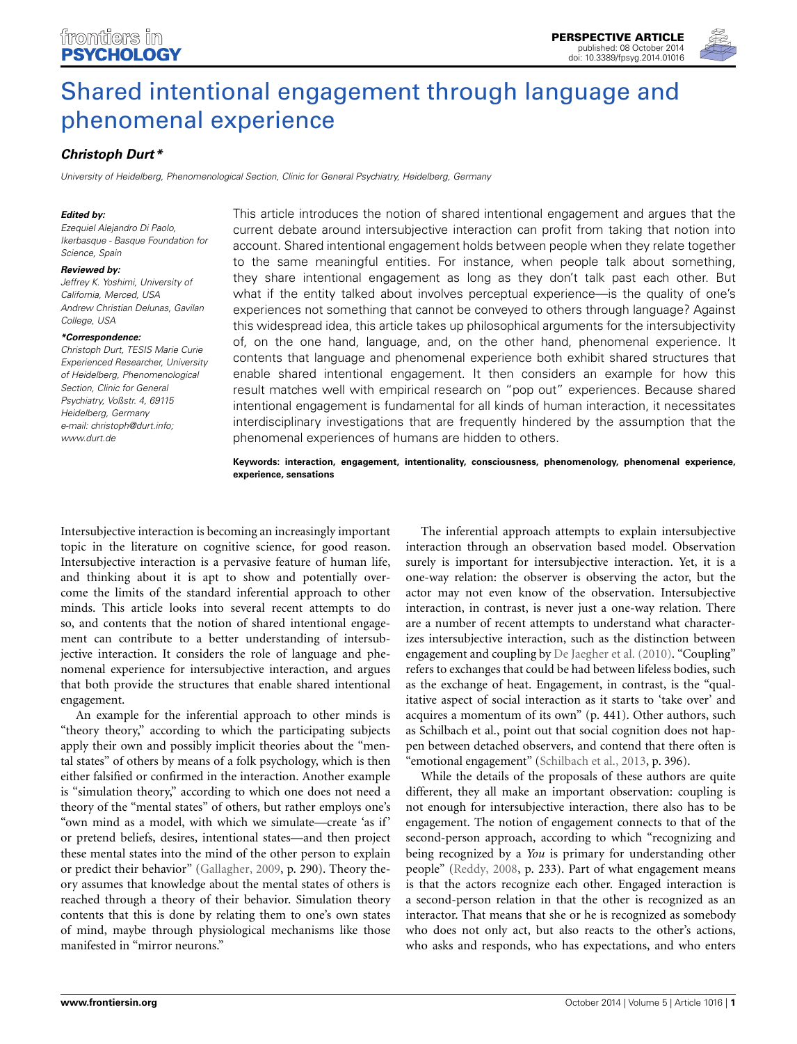# Shared intentional engagement through language and phenomenal experience

***Christoph Durt\****

*University of Heidelberg, Phenomenological Section, Clinic for General Psychiatry, Heidelberg, Germany*

***Edited by:***
*Ezequiel Alejandro Di Paolo, Ikerbasque - Basque Foundation for Science, Spain*

***Reviewed by:***
*Jeffrey K. Yoshimi, University of California, Merced, USA*
*Andrew Christian Delunas, Gavilan College, USA*

***\*Correspondence:***
*Christoph Durt, TESIS Marie Curie Experienced Researcher, University of Heidelberg, Phenomenological Section, Clinic for General Psychiatry, Voßstr. 4, 69115 Heidelberg, Germany*
*e-mail: christoph@durt.info; www.durt.de*

This article introduces the notion of shared intentional engagement and argues that the current debate around intersubjective interaction can profit from taking that notion into account. Shared intentional engagement holds between people when they relate together to the same meaningful entities. For instance, when people talk about something, they share intentional engagement as long as they don't talk past each other. But what if the entity talked about involves perceptual experience—is the quality of one's experiences not something that cannot be conveyed to others through language? Against this widespread idea, this article takes up philosophical arguments for the intersubjectivity of, on the one hand, language, and, on the other hand, phenomenal experience. It contents that language and phenomenal experience both exhibit shared structures that enable shared intentional engagement. It then considers an example for how this result matches well with empirical research on "pop out" experiences. Because shared intentional engagement is fundamental for all kinds of human interaction, it necessitates interdisciplinary investigations that are frequently hindered by the assumption that the phenomenal experiences of humans are hidden to others.

**Keywords: interaction, engagement, intentionality, consciousness, phenomenology, phenomenal experience, experience, sensations**

Intersubjective interaction is becoming an increasingly important topic in the literature on cognitive science, for good reason. Intersubjective interaction is a pervasive feature of human life, and thinking about it is apt to show and potentially overcome the limits of the standard inferential approach to other minds. This article looks into several recent attempts to do so, and contents that the notion of shared intentional engagement can contribute to a better understanding of intersubjective interaction. It considers the role of language and phenomenal experience for intersubjective interaction, and argues that both provide the structures that enable shared intentional engagement.

An example for the inferential approach to other minds is "theory theory," according to which the participating subjects apply their own and possibly implicit theories about the "mental states" of others by means of a folk psychology, which is then either falsified or confirmed in the interaction. Another example is "simulation theory," according to which one does not need a theory of the "mental states" of others, but rather employs one's "own mind as a model, with which we simulate—create 'as if' or pretend beliefs, desires, intentional states—and then project these mental states into the mind of the other person to explain or predict their behavior" (Gallagher, 2009, p. 290). Theory theory assumes that knowledge about the mental states of others is reached through a theory of their behavior. Simulation theory contents that this is done by relating them to one's own states of mind, maybe through physiological mechanisms like those manifested in "mirror neurons."

The inferential approach attempts to explain intersubjective interaction through an observation based model. Observation surely is important for intersubjective interaction. Yet, it is a one-way relation: the observer is observing the actor, but the actor may not even know of the observation. Intersubjective interaction, in contrast, is never just a one-way relation. There are a number of recent attempts to understand what characterizes intersubjective interaction, such as the distinction between engagement and coupling by De Jaegher et al. (2010). "Coupling" refers to exchanges that could be had between lifeless bodies, such as the exchange of heat. Engagement, in contrast, is the "qualitative aspect of social interaction as it starts to 'take over' and acquires a momentum of its own" (p. 441). Other authors, such as Schilbach et al., point out that social cognition does not happen between detached observers, and contend that there often is "emotional engagement" (Schilbach et al., 2013, p. 396).

While the details of the proposals of these authors are quite different, they all make an important observation: coupling is not enough for intersubjective interaction, there also has to be engagement. The notion of engagement connects to that of the second-person approach, according to which "recognizing and being recognized by a *You* is primary for understanding other people" (Reddy, 2008, p. 233). Part of what engagement means is that the actors recognize each other. Engaged interaction is a second-person relation in that the other is recognized as an interactor. That means that she or he is recognized as somebody who does not only act, but also reacts to the other's actions, who asks and responds, who has expectations, and who enters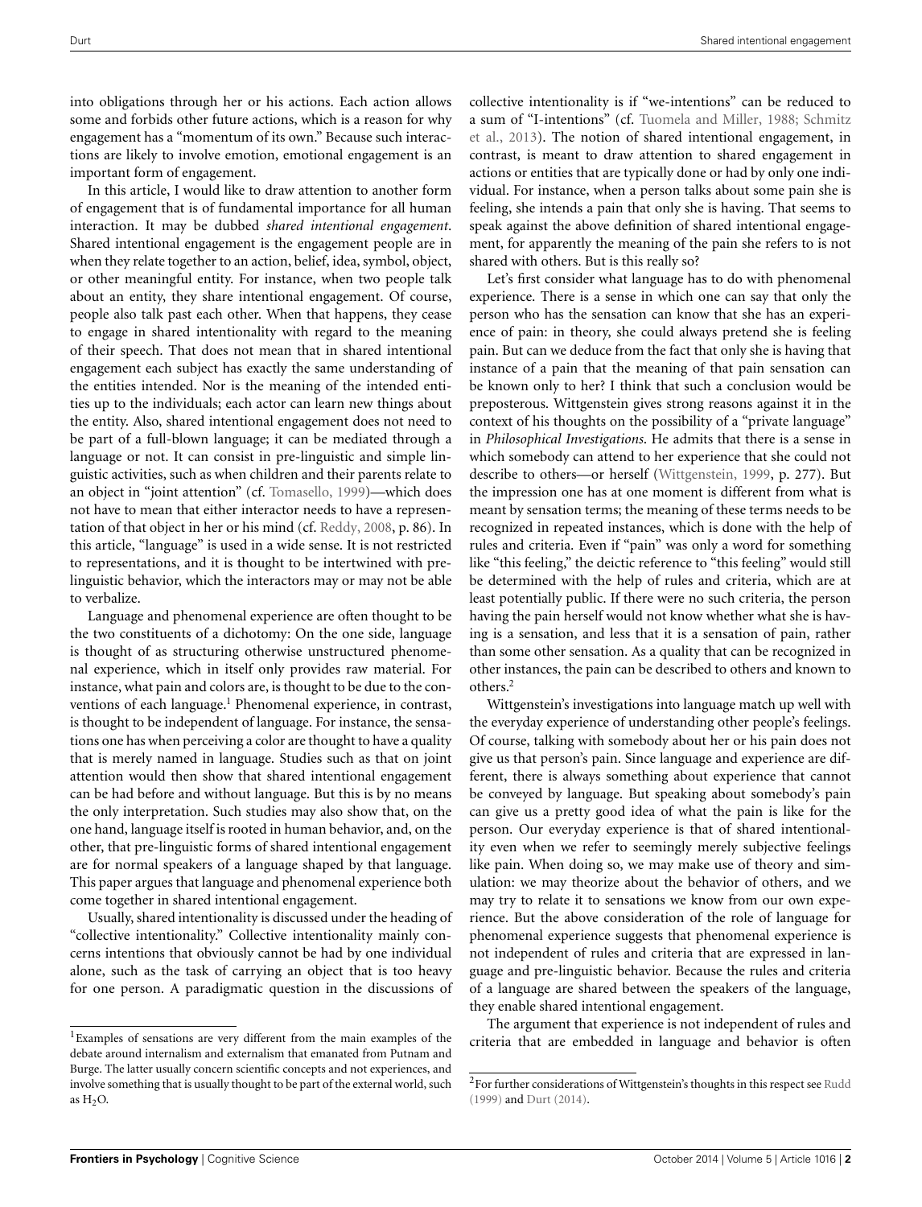into obligations through her or his actions. Each action allows some and forbids other future actions, which is a reason for why engagement has a "momentum of its own." Because such interactions are likely to involve emotion, emotional engagement is an important form of engagement.

In this article, I would like to draw attention to another form of engagement that is of fundamental importance for all human interaction. It may be dubbed *shared intentional engagement*. Shared intentional engagement is the engagement people are in when they relate together to an action, belief, idea, symbol, object, or other meaningful entity. For instance, when two people talk about an entity, they share intentional engagement. Of course, people also talk past each other. When that happens, they cease to engage in shared intentionality with regard to the meaning of their speech. That does not mean that in shared intentional engagement each subject has exactly the same understanding of the entities intended. Nor is the meaning of the intended entities up to the individuals; each actor can learn new things about the entity. Also, shared intentional engagement does not need to be part of a full-blown language; it can be mediated through a language or not. It can consist in pre-linguistic and simple linguistic activities, such as when children and their parents relate to an object in "joint attention" (cf. Tomasello, 1999)—which does not have to mean that either interactor needs to have a representation of that object in her or his mind (cf. Reddy, 2008, p. 86). In this article, "language" is used in a wide sense. It is not restricted to representations, and it is thought to be intertwined with prelinguistic behavior, which the interactors may or may not be able to verbalize.

Language and phenomenal experience are often thought to be the two constituents of a dichotomy: On the one side, language is thought of as structuring otherwise unstructured phenomenal experience, which in itself only provides raw material. For instance, what pain and colors are, is thought to be due to the conventions of each language.[1] Phenomenal experience, in contrast, is thought to be independent of language. For instance, the sensations one has when perceiving a color are thought to have a quality that is merely named in language. Studies such as that on joint attention would then show that shared intentional engagement can be had before and without language. But this is by no means the only interpretation. Such studies may also show that, on the one hand, language itself is rooted in human behavior, and, on the other, that pre-linguistic forms of shared intentional engagement are for normal speakers of a language shaped by that language. This paper argues that language and phenomenal experience both come together in shared intentional engagement.

Usually, shared intentionality is discussed under the heading of "collective intentionality." Collective intentionality mainly concerns intentions that obviously cannot be had by one individual alone, such as the task of carrying an object that is too heavy for one person. A paradigmatic question in the discussions of collective intentionality is if "we-intentions" can be reduced to a sum of "I-intentions" (cf. Tuomela and Miller, 1988; Schmitz et al., 2013). The notion of shared intentional engagement, in contrast, is meant to draw attention to shared engagement in actions or entities that are typically done or had by only one individual. For instance, when a person talks about some pain she is feeling, she intends a pain that only she is having. That seems to speak against the above definition of shared intentional engagement, for apparently the meaning of the pain she refers to is not shared with others. But is this really so?

Let's first consider what language has to do with phenomenal experience. There is a sense in which one can say that only the person who has the sensation can know that she has an experience of pain: in theory, she could always pretend she is feeling pain. But can we deduce from the fact that only she is having that instance of a pain that the meaning of that pain sensation can be known only to her? I think that such a conclusion would be preposterous. Wittgenstein gives strong reasons against it in the context of his thoughts on the possibility of a "private language" in *Philosophical Investigations*. He admits that there is a sense in which somebody can attend to her experience that she could not describe to others—or herself (Wittgenstein, 1999, p. 277). But the impression one has at one moment is different from what is meant by sensation terms; the meaning of these terms needs to be recognized in repeated instances, which is done with the help of rules and criteria. Even if "pain" was only a word for something like "this feeling," the deictic reference to "this feeling" would still be determined with the help of rules and criteria, which are at least potentially public. If there were no such criteria, the person having the pain herself would not know whether what she is having is a sensation, and less that it is a sensation of pain, rather than some other sensation. As a quality that can be recognized in other instances, the pain can be described to others and known to others.[2]

Wittgenstein's investigations into language match up well with the everyday experience of understanding other people's feelings. Of course, talking with somebody about her or his pain does not give us that person's pain. Since language and experience are different, there is always something about experience that cannot be conveyed by language. But speaking about somebody's pain can give us a pretty good idea of what the pain is like for the person. Our everyday experience is that of shared intentionality even when we refer to seemingly merely subjective feelings like pain. When doing so, we may make use of theory and simulation: we may theorize about the behavior of others, and we may try to relate it to sensations we know from our own experience. But the above consideration of the role of language for phenomenal experience suggests that phenomenal experience is not independent of rules and criteria that are expressed in language and pre-linguistic behavior. Because the rules and criteria of a language are shared between the speakers of the language, they enable shared intentional engagement.

The argument that experience is not independent of rules and criteria that are embedded in language and behavior is often

[1] Examples of sensations are very different from the main examples of the debate around internalism and externalism that emanated from Putnam and Burge. The latter usually concern scientific concepts and not experiences, and involve something that is usually thought to be part of the external world, such as $H_2O$.

[2] For further considerations of Wittgenstein's thoughts in this respect see Rudd (1999) and Durt (2014).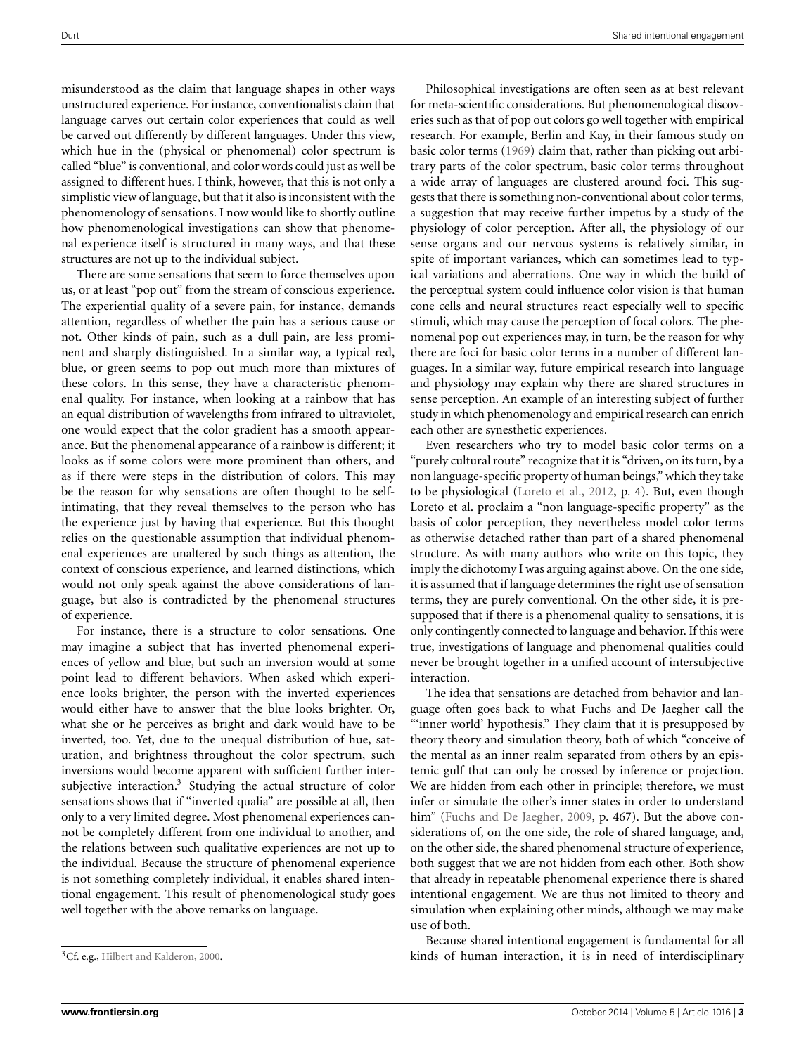misunderstood as the claim that language shapes in other ways unstructured experience. For instance, conventionalists claim that language carves out certain color experiences that could as well be carved out differently by different languages. Under this view, which hue in the (physical or phenomenal) color spectrum is called "blue" is conventional, and color words could just as well be assigned to different hues. I think, however, that this is not only a simplistic view of language, but that it also is inconsistent with the phenomenology of sensations. I now would like to shortly outline how phenomenological investigations can show that phenomenal experience itself is structured in many ways, and that these structures are not up to the individual subject.

There are some sensations that seem to force themselves upon us, or at least "pop out" from the stream of conscious experience. The experiential quality of a severe pain, for instance, demands attention, regardless of whether the pain has a serious cause or not. Other kinds of pain, such as a dull pain, are less prominent and sharply distinguished. In a similar way, a typical red, blue, or green seems to pop out much more than mixtures of these colors. In this sense, they have a characteristic phenomenal quality. For instance, when looking at a rainbow that has an equal distribution of wavelengths from infrared to ultraviolet, one would expect that the color gradient has a smooth appearance. But the phenomenal appearance of a rainbow is different; it looks as if some colors were more prominent than others, and as if there were steps in the distribution of colors. This may be the reason for why sensations are often thought to be self-intimating, that they reveal themselves to the person who has the experience just by having that experience. But this thought relies on the questionable assumption that individual phenomenal experiences are unaltered by such things as attention, the context of conscious experience, and learned distinctions, which would not only speak against the above considerations of language, but also is contradicted by the phenomenal structures of experience.

For instance, there is a structure to color sensations. One may imagine a subject that has inverted phenomenal experiences of yellow and blue, but such an inversion would at some point lead to different behaviors. When asked which experience looks brighter, the person with the inverted experiences would either have to answer that the blue looks brighter. Or, what she or he perceives as bright and dark would have to be inverted, too. Yet, due to the unequal distribution of hue, saturation, and brightness throughout the color spectrum, such inversions would become apparent with sufficient further intersubjective interaction.[3] Studying the actual structure of color sensations shows that if "inverted qualia" are possible at all, then only to a very limited degree. Most phenomenal experiences cannot be completely different from one individual to another, and the relations between such qualitative experiences are not up to the individual. Because the structure of phenomenal experience is not something completely individual, it enables shared intentional engagement. This result of phenomenological study goes well together with the above remarks on language.

Philosophical investigations are often seen as at best relevant for meta-scientific considerations. But phenomenological discoveries such as that of pop out colors go well together with empirical research. For example, Berlin and Kay, in their famous study on basic color terms (1969) claim that, rather than picking out arbitrary parts of the color spectrum, basic color terms throughout a wide array of languages are clustered around foci. This suggests that there is something non-conventional about color terms, a suggestion that may receive further impetus by a study of the physiology of color perception. After all, the physiology of our sense organs and our nervous systems is relatively similar, in spite of important variances, which can sometimes lead to typical variations and aberrations. One way in which the build of the perceptual system could influence color vision is that human cone cells and neural structures react especially well to specific stimuli, which may cause the perception of focal colors. The phenomenal pop out experiences may, in turn, be the reason for why there are foci for basic color terms in a number of different languages. In a similar way, future empirical research into language and physiology may explain why there are shared structures in sense perception. An example of an interesting subject of further study in which phenomenology and empirical research can enrich each other are synesthetic experiences.

Even researchers who try to model basic color terms on a "purely cultural route" recognize that it is "driven, on its turn, by a non language-specific property of human beings," which they take to be physiological (Loreto et al., 2012, p. 4). But, even though Loreto et al. proclaim a "non language-specific property" as the basis of color perception, they nevertheless model color terms as otherwise detached rather than part of a shared phenomenal structure. As with many authors who write on this topic, they imply the dichotomy I was arguing against above. On the one side, it is assumed that if language determines the right use of sensation terms, they are purely conventional. On the other side, it is presupposed that if there is a phenomenal quality to sensations, it is only contingently connected to language and behavior. If this were true, investigations of language and phenomenal qualities could never be brought together in a unified account of intersubjective interaction.

The idea that sensations are detached from behavior and language often goes back to what Fuchs and De Jaegher call the "'inner world' hypothesis." They claim that it is presupposed by theory theory and simulation theory, both of which "conceive of the mental as an inner realm separated from others by an epistemic gulf that can only be crossed by inference or projection. We are hidden from each other in principle; therefore, we must infer or simulate the other's inner states in order to understand him" (Fuchs and De Jaegher, 2009, p. 467). But the above considerations of, on the one side, the role of shared language, and, on the other side, the shared phenomenal structure of experience, both suggest that we are not hidden from each other. Both show that already in repeatable phenomenal experience there is shared intentional engagement. We are thus not limited to theory and simulation when explaining other minds, although we may make use of both.

Because shared intentional engagement is fundamental for all kinds of human interaction, it is in need of interdisciplinary

[3] Cf. e.g., Hilbert and Kalderon, 2000.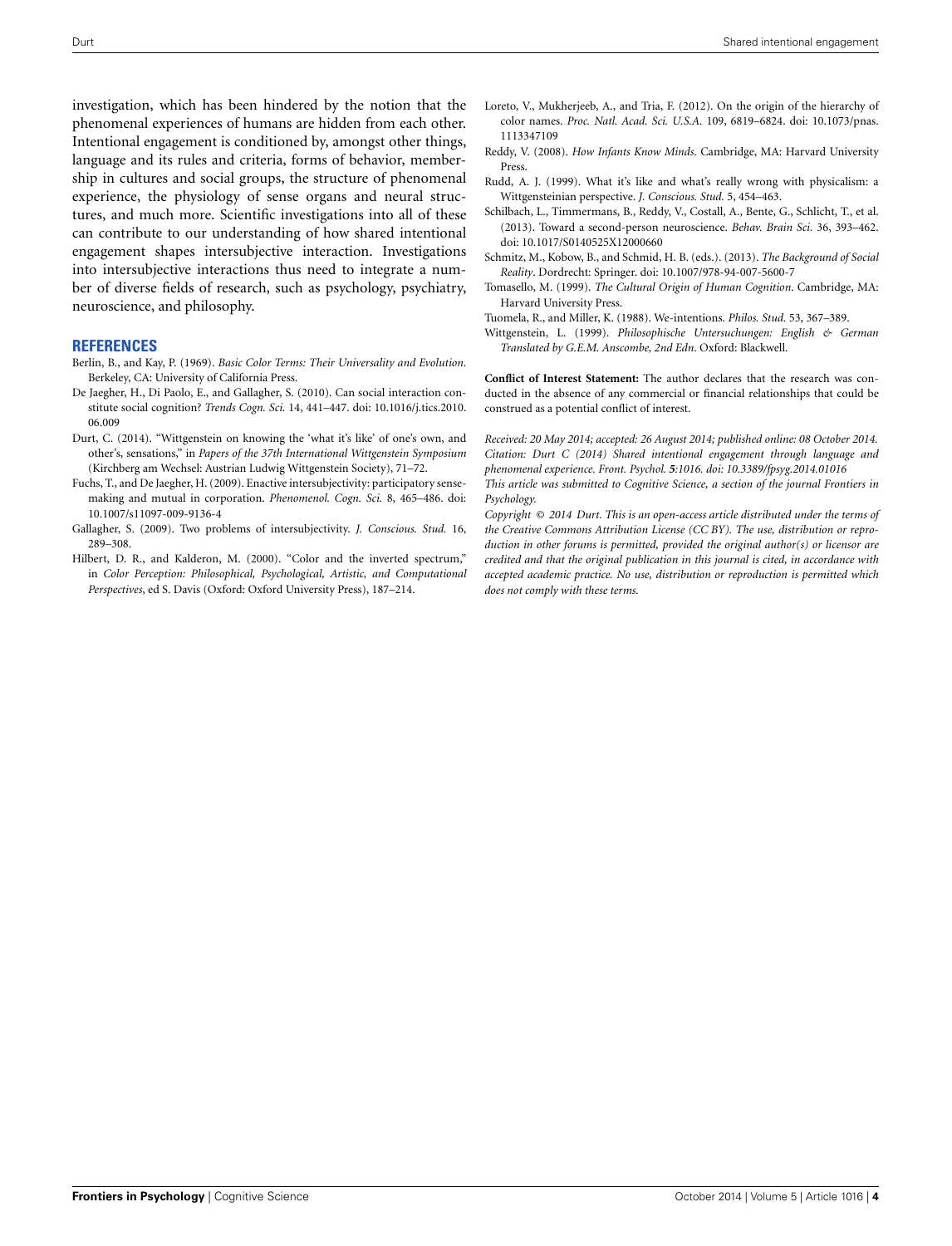investigation, which has been hindered by the notion that the phenomenal experiences of humans are hidden from each other. Intentional engagement is conditioned by, amongst other things, language and its rules and criteria, forms of behavior, membership in cultures and social groups, the structure of phenomenal experience, the physiology of sense organs and neural structures, and much more. Scientific investigations into all of these can contribute to our understanding of how shared intentional engagement shapes intersubjective interaction. Investigations into intersubjective interactions thus need to integrate a number of diverse fields of research, such as psychology, psychiatry, neuroscience, and philosophy.

## REFERENCES

Berlin, B., and Kay, P. (1969). *Basic Color Terms: Their Universality and Evolution*. Berkeley, CA: University of California Press.

De Jaegher, H., Di Paolo, E., and Gallagher, S. (2010). Can social interaction constitute social cognition? *Trends Cogn. Sci.* 14, 441–447. doi: 10.1016/j.tics.2010.06.009

Durt, C. (2014). "Wittgenstein on knowing the 'what it's like' of one's own, and other's, sensations," in *Papers of the 37th International Wittgenstein Symposium* (Kirchberg am Wechsel: Austrian Ludwig Wittgenstein Society), 71–72.

Fuchs, T., and De Jaegher, H. (2009). Enactive intersubjectivity: participatory sense-making and mutual in corporation. *Phenomenol. Cogn. Sci.* 8, 465–486. doi: 10.1007/s11097-009-9136-4

Gallagher, S. (2009). Two problems of intersubjectivity. *J. Conscious. Stud.* 16, 289–308.

Hilbert, D. R., and Kalderon, M. (2000). "Color and the inverted spectrum," in *Color Perception: Philosophical, Psychological, Artistic, and Computational Perspectives*, ed S. Davis (Oxford: Oxford University Press), 187–214.

Loreto, V., Mukherjeeb, A., and Tria, F. (2012). On the origin of the hierarchy of color names. *Proc. Natl. Acad. Sci. U.S.A.* 109, 6819–6824. doi: 10.1073/pnas.1113347109

Reddy, V. (2008). *How Infants Know Minds*. Cambridge, MA: Harvard University Press.

Rudd, A. J. (1999). What it's like and what's really wrong with physicalism: a Wittgensteinian perspective. *J. Conscious. Stud.* 5, 454–463.

Schilbach, L., Timmermans, B., Reddy, V., Costall, A., Bente, G., Schlicht, T., et al. (2013). Toward a second-person neuroscience. *Behav. Brain Sci.* 36, 393–462. doi: 10.1017/S0140525X12000660

Schmitz, M., Kobow, B., and Schmid, H. B. (eds.). (2013). *The Background of Social Reality*. Dordrecht: Springer. doi: 10.1007/978-94-007-5600-7

Tomasello, M. (1999). *The Cultural Origin of Human Cognition*. Cambridge, MA: Harvard University Press.

Tuomela, R., and Miller, K. (1988). We-intentions. *Philos. Stud.* 53, 367–389.

Wittgenstein, L. (1999). *Philosophische Untersuchungen: English & German Translated by G.E.M. Anscombe, 2nd Edn*. Oxford: Blackwell.

**Conflict of Interest Statement:** The author declares that the research was conducted in the absence of any commercial or financial relationships that could be construed as a potential conflict of interest.

*Received: 20 May 2014; accepted: 26 August 2014; published online: 08 October 2014.*

*Citation: Durt C (2014) Shared intentional engagement through language and phenomenal experience. Front. Psychol. **5**:1016. doi: 10.3389/fpsyg.2014.01016*

*This article was submitted to Cognitive Science, a section of the journal Frontiers in Psychology.*

*Copyright © 2014 Durt. This is an open-access article distributed under the terms of the Creative Commons Attribution License (CC BY). The use, distribution or reproduction in other forums is permitted, provided the original author(s) or licensor are credited and that the original publication in this journal is cited, in accordance with accepted academic practice. No use, distribution or reproduction is permitted which does not comply with these terms.*